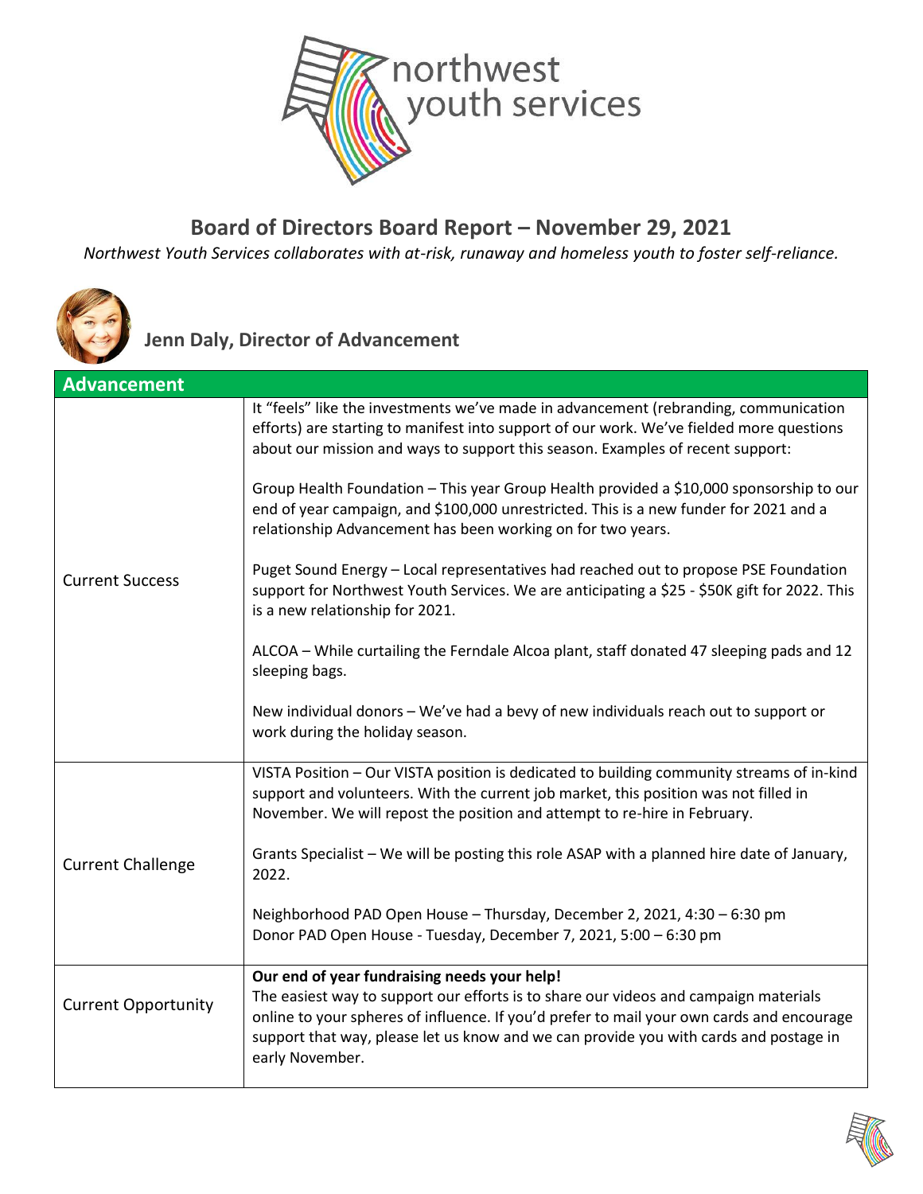# Board of Directors Board Report – November 29, 2021

*Northwest Youth Services collaborates with at-risk, runaway and homeless youth to foster self-reliance.*

## Jenn Daly, Director of Advancement

| Advancement | |
|---|---|
| Current Success | It "feels" like the investments we've made in advancement (rebranding, communication efforts) are starting to manifest into support of our work. We've fielded more questions about our mission and ways to support this season. Examples of recent support:<br><br>Group Health Foundation – This year Group Health provided a $10,000 sponsorship to our end of year campaign, and $100,000 unrestricted. This is a new funder for 2021 and a relationship Advancement has been working on for two years.<br><br>Puget Sound Energy – Local representatives had reached out to propose PSE Foundation support for Northwest Youth Services. We are anticipating a $25 - $50K gift for 2022. This is a new relationship for 2021.<br><br>ALCOA – While curtailing the Ferndale Alcoa plant, staff donated 47 sleeping pads and 12 sleeping bags.<br><br>New individual donors – We've had a bevy of new individuals reach out to support or work during the holiday season. |
| Current Challenge | VISTA Position – Our VISTA position is dedicated to building community streams of in-kind support and volunteers. With the current job market, this position was not filled in November. We will repost the position and attempt to re-hire in February.<br><br>Grants Specialist – We will be posting this role ASAP with a planned hire date of January, 2022.<br><br>Neighborhood PAD Open House – Thursday, December 2, 2021, 4:30 – 6:30 pm<br>Donor PAD Open House - Tuesday, December 7, 2021, 5:00 – 6:30 pm |
| Current Opportunity | **Our end of year fundraising needs your help!**<br>The easiest way to support our efforts is to share our videos and campaign materials online to your spheres of influence. If you'd prefer to mail your own cards and encourage support that way, please let us know and we can provide you with cards and postage in early November. |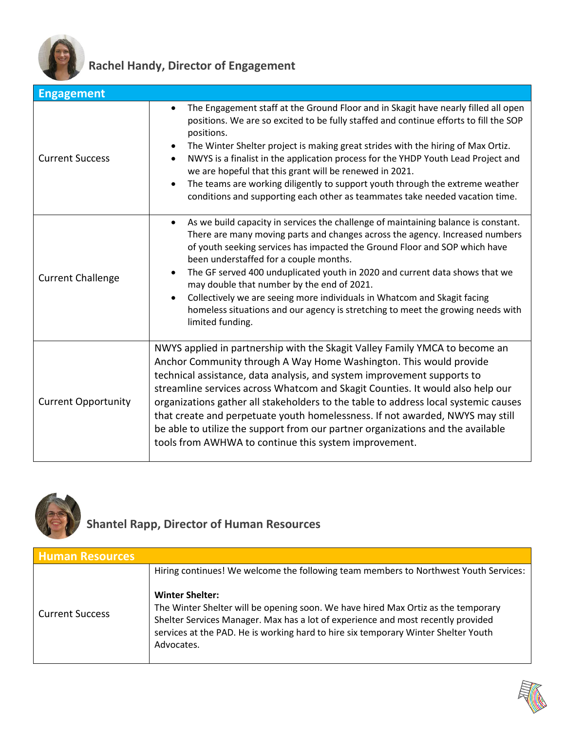## Rachel Handy, Director of Engagement

| Engagement | |
|---|---|
| Current Success | • The Engagement staff at the Ground Floor and in Skagit have nearly filled all open positions. We are so excited to be fully staffed and continue efforts to fill the SOP positions.<br>• The Winter Shelter project is making great strides with the hiring of Max Ortiz.<br>• NWYS is a finalist in the application process for the YHDP Youth Lead Project and we are hopeful that this grant will be renewed in 2021.<br>• The teams are working diligently to support youth through the extreme weather conditions and supporting each other as teammates take needed vacation time. |
| Current Challenge | • As we build capacity in services the challenge of maintaining balance is constant. There are many moving parts and changes across the agency. Increased numbers of youth seeking services has impacted the Ground Floor and SOP which have been understaffed for a couple months.<br>• The GF served 400 unduplicated youth in 2020 and current data shows that we may double that number by the end of 2021.<br>• Collectively we are seeing more individuals in Whatcom and Skagit facing homeless situations and our agency is stretching to meet the growing needs with limited funding. |
| Current Opportunity | NWYS applied in partnership with the Skagit Valley Family YMCA to become an Anchor Community through A Way Home Washington. This would provide technical assistance, data analysis, and system improvement supports to streamline services across Whatcom and Skagit Counties. It would also help our organizations gather all stakeholders to the table to address local systemic causes that create and perpetuate youth homelessness. If not awarded, NWYS may still be able to utilize the support from our partner organizations and the available tools from AWHWA to continue this system improvement. |

## Shantel Rapp, Director of Human Resources

| Human Resources | |
|---|---|
| Current Success | Hiring continues! We welcome the following team members to Northwest Youth Services:<br><br>**Winter Shelter:**<br>The Winter Shelter will be opening soon. We have hired Max Ortiz as the temporary Shelter Services Manager. Max has a lot of experience and most recently provided services at the PAD. He is working hard to hire six temporary Winter Shelter Youth Advocates. |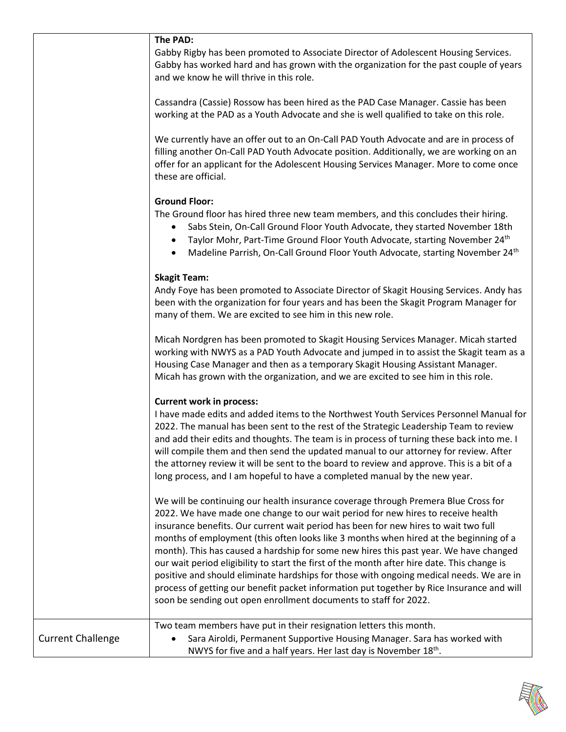| | |
|---|---|
| | **The PAD:**<br>Gabby Rigby has been promoted to Associate Director of Adolescent Housing Services. Gabby has worked hard and has grown with the organization for the past couple of years and we know he will thrive in this role.<br><br>Cassandra (Cassie) Rossow has been hired as the PAD Case Manager. Cassie has been working at the PAD as a Youth Advocate and she is well qualified to take on this role.<br><br>We currently have an offer out to an On-Call PAD Youth Advocate and are in process of filling another On-Call PAD Youth Advocate position. Additionally, we are working on an offer for an applicant for the Adolescent Housing Services Manager. More to come once these are official.<br><br>**Ground Floor:**<br>The Ground floor has hired three new team members, and this concludes their hiring.<br>• Sabs Stein, On-Call Ground Floor Youth Advocate, they started November 18th<br>• Taylor Mohr, Part-Time Ground Floor Youth Advocate, starting November 24th<br>• Madeline Parrish, On-Call Ground Floor Youth Advocate, starting November 24th<br><br>**Skagit Team:**<br>Andy Foye has been promoted to Associate Director of Skagit Housing Services. Andy has been with the organization for four years and has been the Skagit Program Manager for many of them. We are excited to see him in this new role.<br><br>Micah Nordgren has been promoted to Skagit Housing Services Manager. Micah started working with NWYS as a PAD Youth Advocate and jumped in to assist the Skagit team as a Housing Case Manager and then as a temporary Skagit Housing Assistant Manager. Micah has grown with the organization, and we are excited to see him in this role.<br><br>**Current work in process:**<br>I have made edits and added items to the Northwest Youth Services Personnel Manual for 2022. The manual has been sent to the rest of the Strategic Leadership Team to review and add their edits and thoughts. The team is in process of turning these back into me. I will compile them and then send the updated manual to our attorney for review. After the attorney review it will be sent to the board to review and approve. This is a bit of a long process, and I am hopeful to have a completed manual by the new year.<br><br>We will be continuing our health insurance coverage through Premera Blue Cross for 2022. We have made one change to our wait period for new hires to receive health insurance benefits. Our current wait period has been for new hires to wait two full months of employment (this often looks like 3 months when hired at the beginning of a month). This has caused a hardship for some new hires this past year. We have changed our wait period eligibility to start the first of the month after hire date. This change is positive and should eliminate hardships for those with ongoing medical needs. We are in process of getting our benefit packet information put together by Rice Insurance and will soon be sending out open enrollment documents to staff for 2022. |
| Current Challenge | Two team members have put in their resignation letters this month.<br>• Sara Airoldi, Permanent Supportive Housing Manager. Sara has worked with NWYS for five and a half years. Her last day is November 18th. |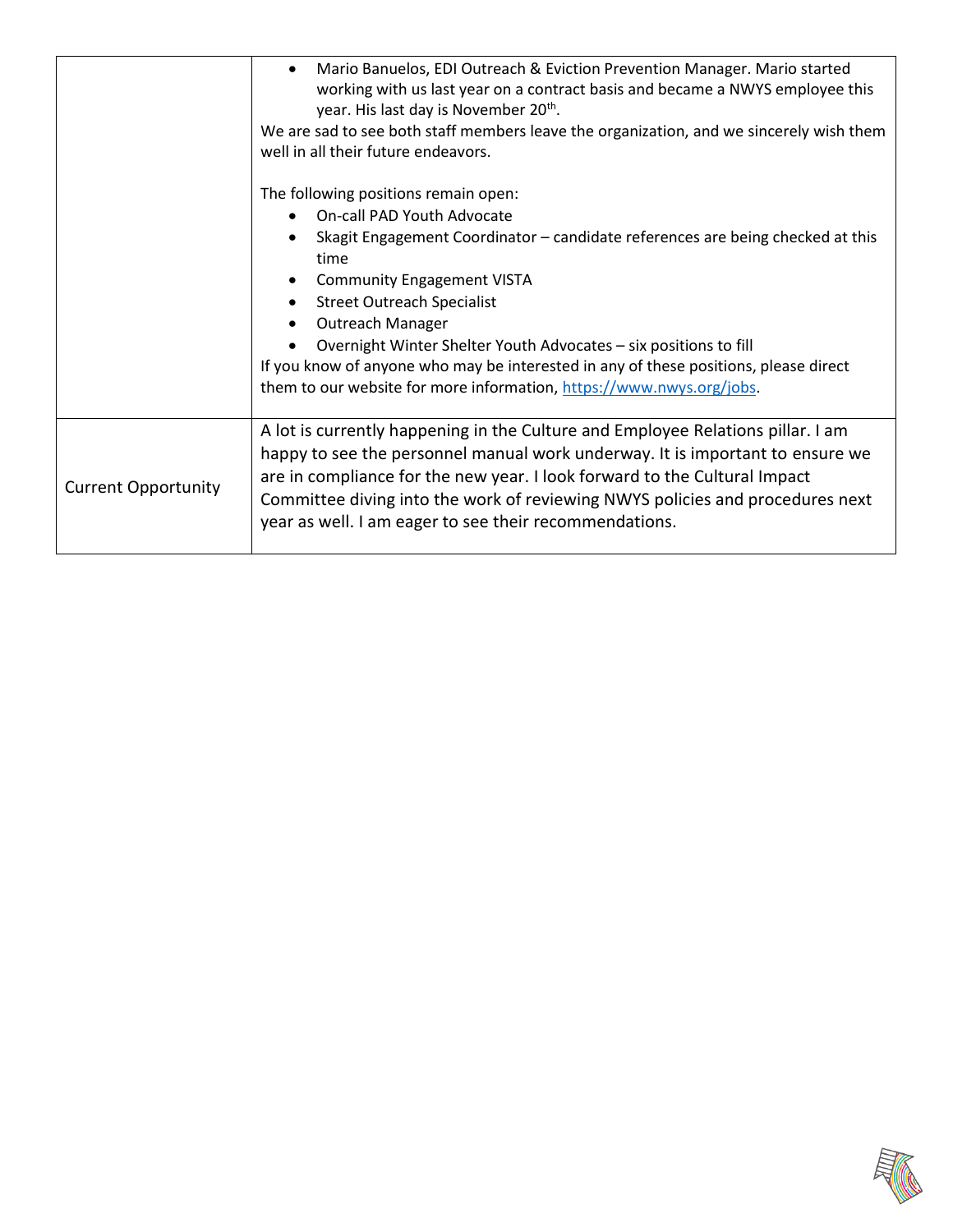| | |
|---|---|
| | • Mario Banuelos, EDI Outreach & Eviction Prevention Manager. Mario started working with us last year on a contract basis and became a NWYS employee this year. His last day is November 20th.<br>We are sad to see both staff members leave the organization, and we sincerely wish them well in all their future endeavors.<br><br>The following positions remain open:<br>• On-call PAD Youth Advocate<br>• Skagit Engagement Coordinator – candidate references are being checked at this time<br>• Community Engagement VISTA<br>• Street Outreach Specialist<br>• Outreach Manager<br>• Overnight Winter Shelter Youth Advocates – six positions to fill<br>If you know of anyone who may be interested in any of these positions, please direct them to our website for more information, https://www.nwys.org/jobs. |
| Current Opportunity | A lot is currently happening in the Culture and Employee Relations pillar. I am happy to see the personnel manual work underway. It is important to ensure we are in compliance for the new year. I look forward to the Cultural Impact Committee diving into the work of reviewing NWYS policies and procedures next year as well. I am eager to see their recommendations. |